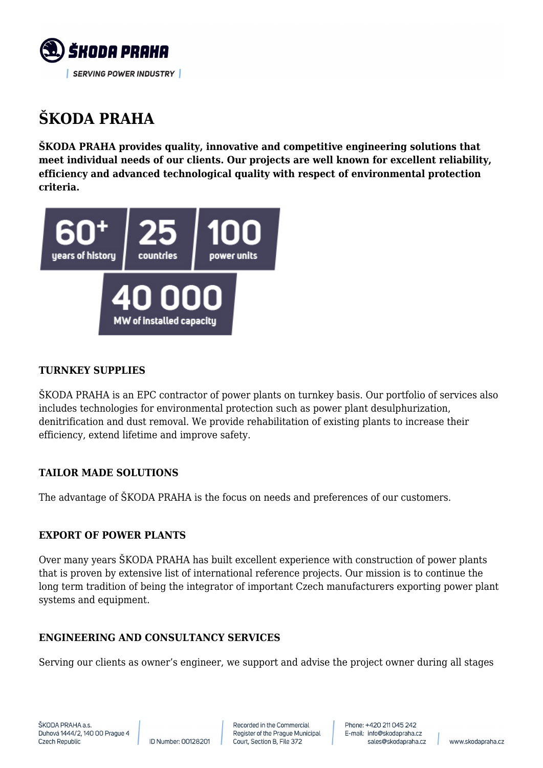# ŠKODA PRAHA

**ŠKODA PRAHA provides quality, innovative and competitive engineering solutions that meet individual needs of our clients. Our projects are well known for excellent reliability, efficiency and advanced technological quality with respect of environmental protection criteria.**

60+ years of history | 25 countries | 100 power units

40 000 MW of installed capacity

### TURNKEY SUPPLIES

ŠKODA PRAHA is an EPC contractor of power plants on turnkey basis. Our portfolio of services also includes technologies for environmental protection such as power plant desulphurization, denitrification and dust removal. We provide rehabilitation of existing plants to increase their efficiency, extend lifetime and improve safety.

### TAILOR MADE SOLUTIONS

The advantage of ŠKODA PRAHA is the focus on needs and preferences of our customers.

### EXPORT OF POWER PLANTS

Over many years ŠKODA PRAHA has built excellent experience with construction of power plants that is proven by extensive list of international reference projects. Our mission is to continue the long term tradition of being the integrator of important Czech manufacturers exporting power plant systems and equipment.

### ENGINEERING AND CONSULTANCY SERVICES

Serving our clients as owner's engineer, we support and advise the project owner during all stages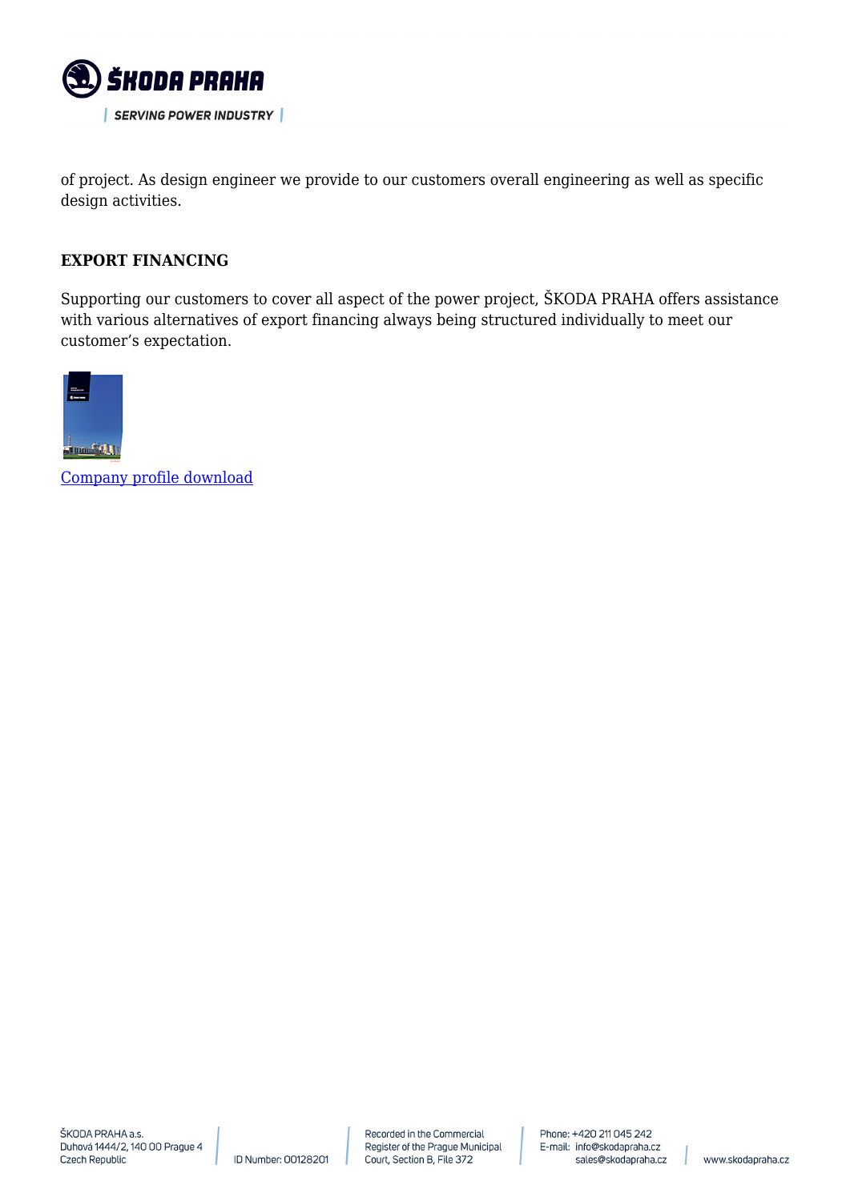of project. As design engineer we provide to our customers overall engineering as well as specific design activities.

## EXPORT FINANCING

Supporting our customers to cover all aspect of the power project, ŠKODA PRAHA offers assistance with various alternatives of export financing always being structured individually to meet our customer's expectation.

Company profile download